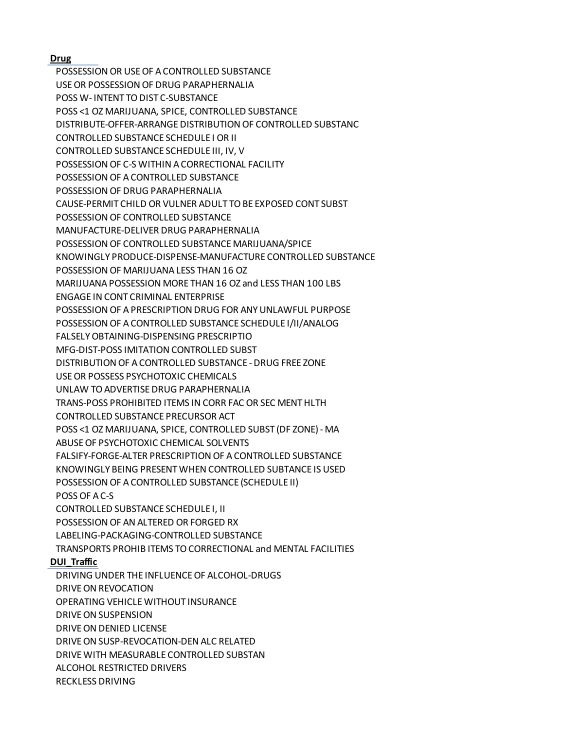**Drug**

POSSESSION OR USE OF A CONTROLLED SUBSTANCE
USE OR POSSESSION OF DRUG PARAPHERNALIA
POSS W- INTENT TO DIST C-SUBSTANCE
POSS <1 OZ MARIJUANA, SPICE, CONTROLLED SUBSTANCE
DISTRIBUTE-OFFER-ARRANGE DISTRIBUTION OF CONTROLLED SUBSTANC
CONTROLLED SUBSTANCE SCHEDULE I OR II
CONTROLLED SUBSTANCE SCHEDULE III, IV, V
POSSESSION OF C-S WITHIN A CORRECTIONAL FACILITY
POSSESSION OF A CONTROLLED SUBSTANCE
POSSESSION OF DRUG PARAPHERNALIA
CAUSE-PERMIT CHILD OR VULNER ADULT TO BE EXPOSED CONT SUBST
POSSESSION OF CONTROLLED SUBSTANCE
MANUFACTURE-DELIVER DRUG PARAPHERNALIA
POSSESSION OF CONTROLLED SUBSTANCE MARIJUANA/SPICE
KNOWINGLY PRODUCE-DISPENSE-MANUFACTURE CONTROLLED SUBSTANCE
POSSESSION OF MARIJUANA LESS THAN 16 OZ
MARIJUANA POSSESSION MORE THAN 16 OZ and LESS THAN 100 LBS
ENGAGE IN CONT CRIMINAL ENTERPRISE
POSSESSION OF A PRESCRIPTION DRUG FOR ANY UNLAWFUL PURPOSE
POSSESSION OF A CONTROLLED SUBSTANCE SCHEDULE I/II/ANALOG
FALSELY OBTAINING-DISPENSING PRESCRIPTIO
MFG-DIST-POSS IMITATION CONTROLLED SUBST
DISTRIBUTION OF A CONTROLLED SUBSTANCE - DRUG FREE ZONE
USE OR POSSESS PSYCHOTOXIC CHEMICALS
UNLAW TO ADVERTISE DRUG PARAPHERNALIA
TRANS-POSS PROHIBITED ITEMS IN CORR FAC OR SEC MENT HLTH
CONTROLLED SUBSTANCE PRECURSOR ACT
POSS <1 OZ MARIJUANA, SPICE, CONTROLLED SUBST (DF ZONE) - MA
ABUSE OF PSYCHOTOXIC CHEMICAL SOLVENTS
FALSIFY-FORGE-ALTER PRESCRIPTION OF A CONTROLLED SUBSTANCE
KNOWINGLY BEING PRESENT WHEN CONTROLLED SUBTANCE IS USED
POSSESSION OF A CONTROLLED SUBSTANCE (SCHEDULE II)
POSS OF A C-S
CONTROLLED SUBSTANCE SCHEDULE I, II
POSSESSION OF AN ALTERED OR FORGED RX
LABELING-PACKAGING-CONTROLLED SUBSTANCE
TRANSPORTS PROHIB ITEMS TO CORRECTIONAL and MENTAL FACILITIES

**DUI_Traffic**

DRIVING UNDER THE INFLUENCE OF ALCOHOL-DRUGS
DRIVE ON REVOCATION
OPERATING VEHICLE WITHOUT INSURANCE
DRIVE ON SUSPENSION
DRIVE ON DENIED LICENSE
DRIVE ON SUSP-REVOCATION-DEN ALC RELATED
DRIVE WITH MEASURABLE CONTROLLED SUBSTAN
ALCOHOL RESTRICTED DRIVERS
RECKLESS DRIVING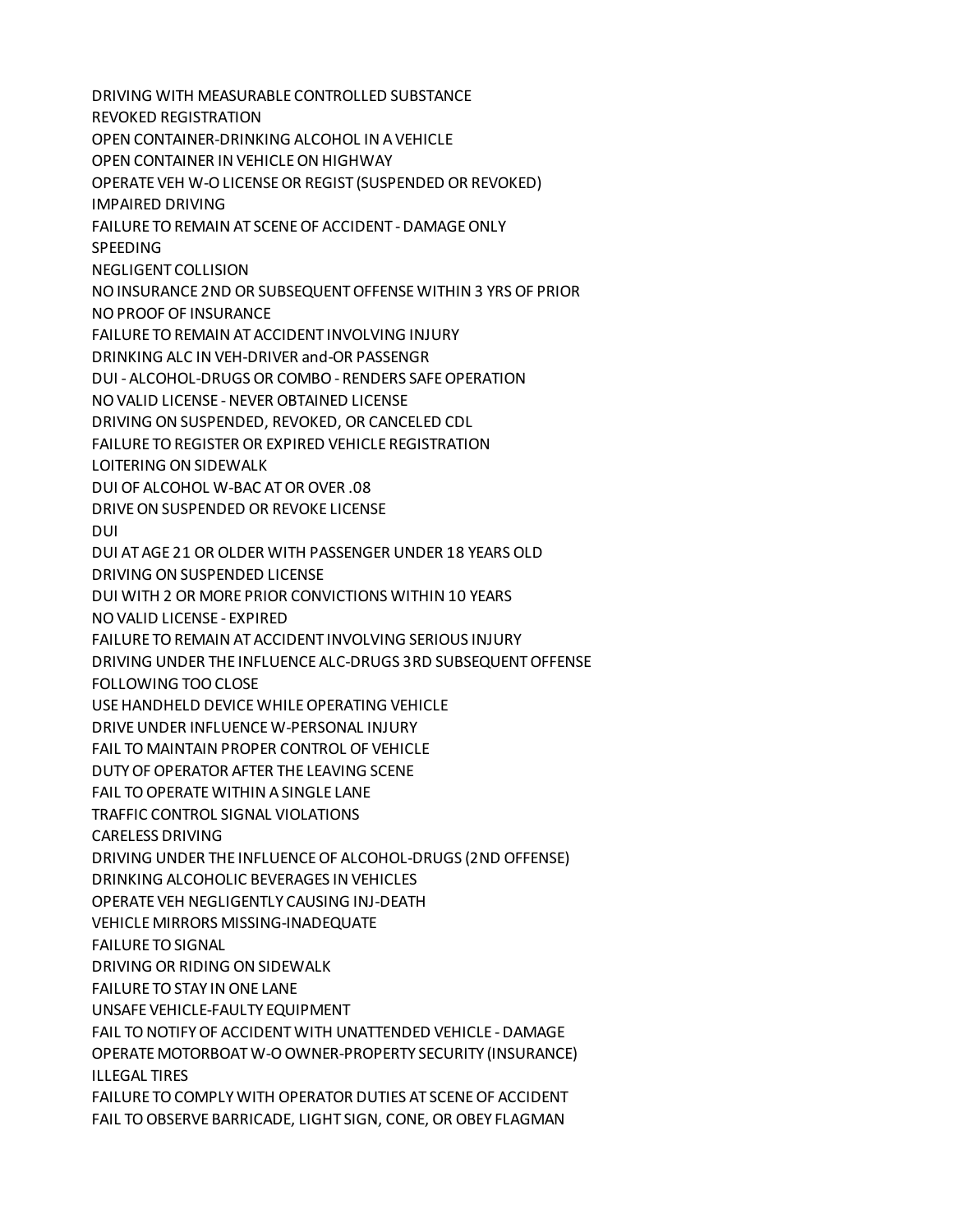DRIVING WITH MEASURABLE CONTROLLED SUBSTANCE
REVOKED REGISTRATION
OPEN CONTAINER-DRINKING ALCOHOL IN A VEHICLE
OPEN CONTAINER IN VEHICLE ON HIGHWAY
OPERATE VEH W-O LICENSE OR REGIST (SUSPENDED OR REVOKED)
IMPAIRED DRIVING
FAILURE TO REMAIN AT SCENE OF ACCIDENT - DAMAGE ONLY
SPEEDING
NEGLIGENT COLLISION
NO INSURANCE 2ND OR SUBSEQUENT OFFENSE WITHIN 3 YRS OF PRIOR
NO PROOF OF INSURANCE
FAILURE TO REMAIN AT ACCIDENT INVOLVING INJURY
DRINKING ALC IN VEH-DRIVER and-OR PASSENGR
DUI - ALCOHOL-DRUGS OR COMBO - RENDERS SAFE OPERATION
NO VALID LICENSE - NEVER OBTAINED LICENSE
DRIVING ON SUSPENDED, REVOKED, OR CANCELED CDL
FAILURE TO REGISTER OR EXPIRED VEHICLE REGISTRATION
LOITERING ON SIDEWALK
DUI OF ALCOHOL W-BAC AT OR OVER .08
DRIVE ON SUSPENDED OR REVOKE LICENSE
DUI
DUI AT AGE 21 OR OLDER WITH PASSENGER UNDER 18 YEARS OLD
DRIVING ON SUSPENDED LICENSE
DUI WITH 2 OR MORE PRIOR CONVICTIONS WITHIN 10 YEARS
NO VALID LICENSE - EXPIRED
FAILURE TO REMAIN AT ACCIDENT INVOLVING SERIOUS INJURY
DRIVING UNDER THE INFLUENCE ALC-DRUGS 3RD SUBSEQUENT OFFENSE
FOLLOWING TOO CLOSE
USE HANDHELD DEVICE WHILE OPERATING VEHICLE
DRIVE UNDER INFLUENCE W-PERSONAL INJURY
FAIL TO MAINTAIN PROPER CONTROL OF VEHICLE
DUTY OF OPERATOR AFTER THE LEAVING SCENE
FAIL TO OPERATE WITHIN A SINGLE LANE
TRAFFIC CONTROL SIGNAL VIOLATIONS
CARELESS DRIVING
DRIVING UNDER THE INFLUENCE OF ALCOHOL-DRUGS (2ND OFFENSE)
DRINKING ALCOHOLIC BEVERAGES IN VEHICLES
OPERATE VEH NEGLIGENTLY CAUSING INJ-DEATH
VEHICLE MIRRORS MISSING-INADEQUATE
FAILURE TO SIGNAL
DRIVING OR RIDING ON SIDEWALK
FAILURE TO STAY IN ONE LANE
UNSAFE VEHICLE-FAULTY EQUIPMENT
FAIL TO NOTIFY OF ACCIDENT WITH UNATTENDED VEHICLE - DAMAGE
OPERATE MOTORBOAT W-O OWNER-PROPERTY SECURITY (INSURANCE)
ILLEGAL TIRES
FAILURE TO COMPLY WITH OPERATOR DUTIES AT SCENE OF ACCIDENT
FAIL TO OBSERVE BARRICADE, LIGHT SIGN, CONE, OR OBEY FLAGMAN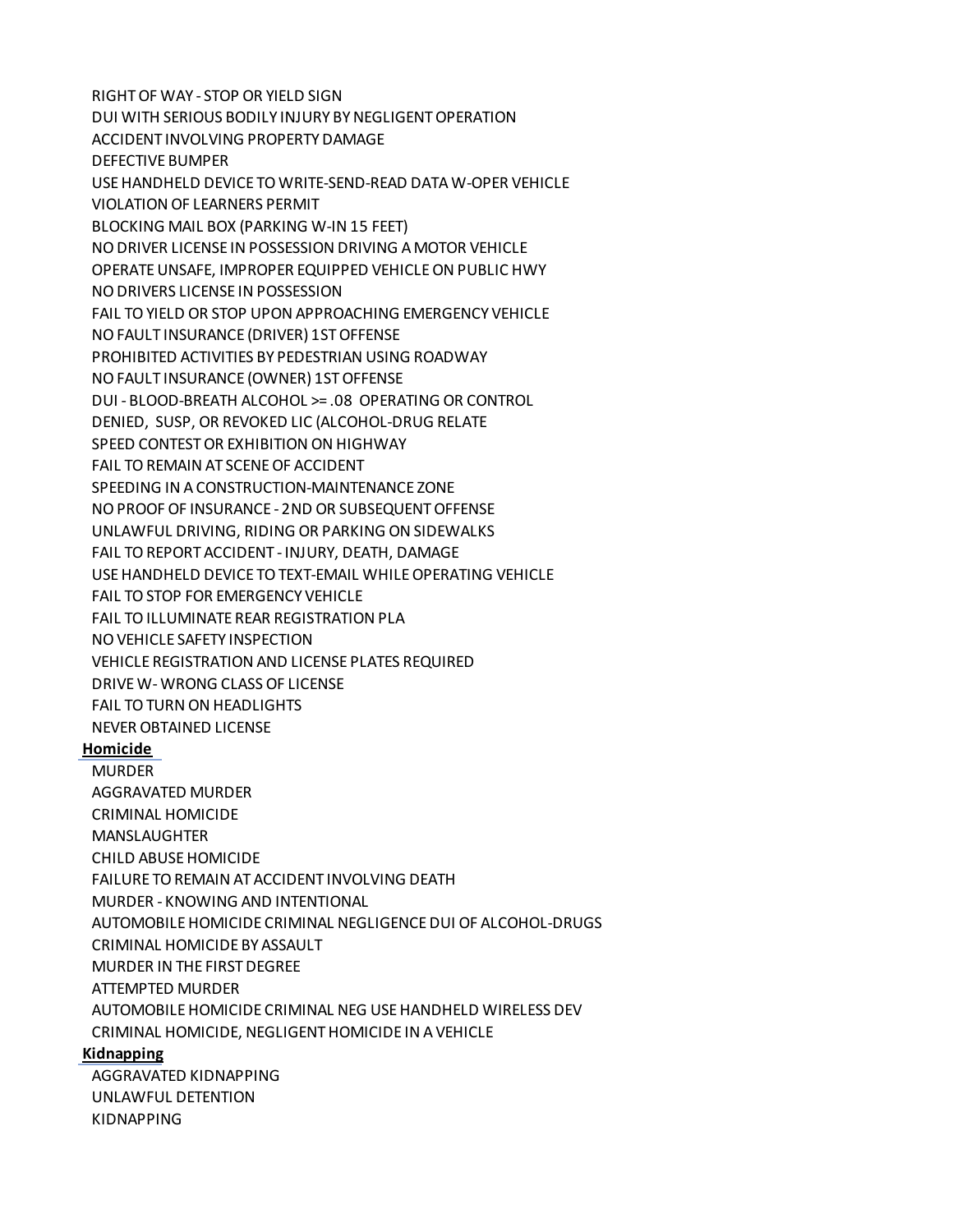RIGHT OF WAY - STOP OR YIELD SIGN
DUI WITH SERIOUS BODILY INJURY BY NEGLIGENT OPERATION
ACCIDENT INVOLVING PROPERTY DAMAGE
DEFECTIVE BUMPER
USE HANDHELD DEVICE TO WRITE-SEND-READ DATA W-OPER VEHICLE
VIOLATION OF LEARNERS PERMIT
BLOCKING MAIL BOX (PARKING W-IN 15 FEET)
NO DRIVER LICENSE IN POSSESSION DRIVING A MOTOR VEHICLE
OPERATE UNSAFE, IMPROPER EQUIPPED VEHICLE ON PUBLIC HWY
NO DRIVERS LICENSE IN POSSESSION
FAIL TO YIELD OR STOP UPON APPROACHING EMERGENCY VEHICLE
NO FAULT INSURANCE (DRIVER) 1ST OFFENSE
PROHIBITED ACTIVITIES BY PEDESTRIAN USING ROADWAY
NO FAULT INSURANCE (OWNER) 1ST OFFENSE
DUI - BLOOD-BREATH ALCOHOL >= .08 OPERATING OR CONTROL
DENIED, SUSP, OR REVOKED LIC (ALCOHOL-DRUG RELATE
SPEED CONTEST OR EXHIBITION ON HIGHWAY
FAIL TO REMAIN AT SCENE OF ACCIDENT
SPEEDING IN A CONSTRUCTION-MAINTENANCE ZONE
NO PROOF OF INSURANCE - 2ND OR SUBSEQUENT OFFENSE
UNLAWFUL DRIVING, RIDING OR PARKING ON SIDEWALKS
FAIL TO REPORT ACCIDENT - INJURY, DEATH, DAMAGE
USE HANDHELD DEVICE TO TEXT-EMAIL WHILE OPERATING VEHICLE
FAIL TO STOP FOR EMERGENCY VEHICLE
FAIL TO ILLUMINATE REAR REGISTRATION PLA
NO VEHICLE SAFETY INSPECTION
VEHICLE REGISTRATION AND LICENSE PLATES REQUIRED
DRIVE W- WRONG CLASS OF LICENSE
FAIL TO TURN ON HEADLIGHTS
NEVER OBTAINED LICENSE

**Homicide**

MURDER
AGGRAVATED MURDER
CRIMINAL HOMICIDE
MANSLAUGHTER
CHILD ABUSE HOMICIDE
FAILURE TO REMAIN AT ACCIDENT INVOLVING DEATH
MURDER - KNOWING AND INTENTIONAL
AUTOMOBILE HOMICIDE CRIMINAL NEGLIGENCE DUI OF ALCOHOL-DRUGS
CRIMINAL HOMICIDE BY ASSAULT
MURDER IN THE FIRST DEGREE
ATTEMPTED MURDER
AUTOMOBILE HOMICIDE CRIMINAL NEG USE HANDHELD WIRELESS DEV
CRIMINAL HOMICIDE, NEGLIGENT HOMICIDE IN A VEHICLE

**Kidnapping**

AGGRAVATED KIDNAPPING
UNLAWFUL DETENTION
KIDNAPPING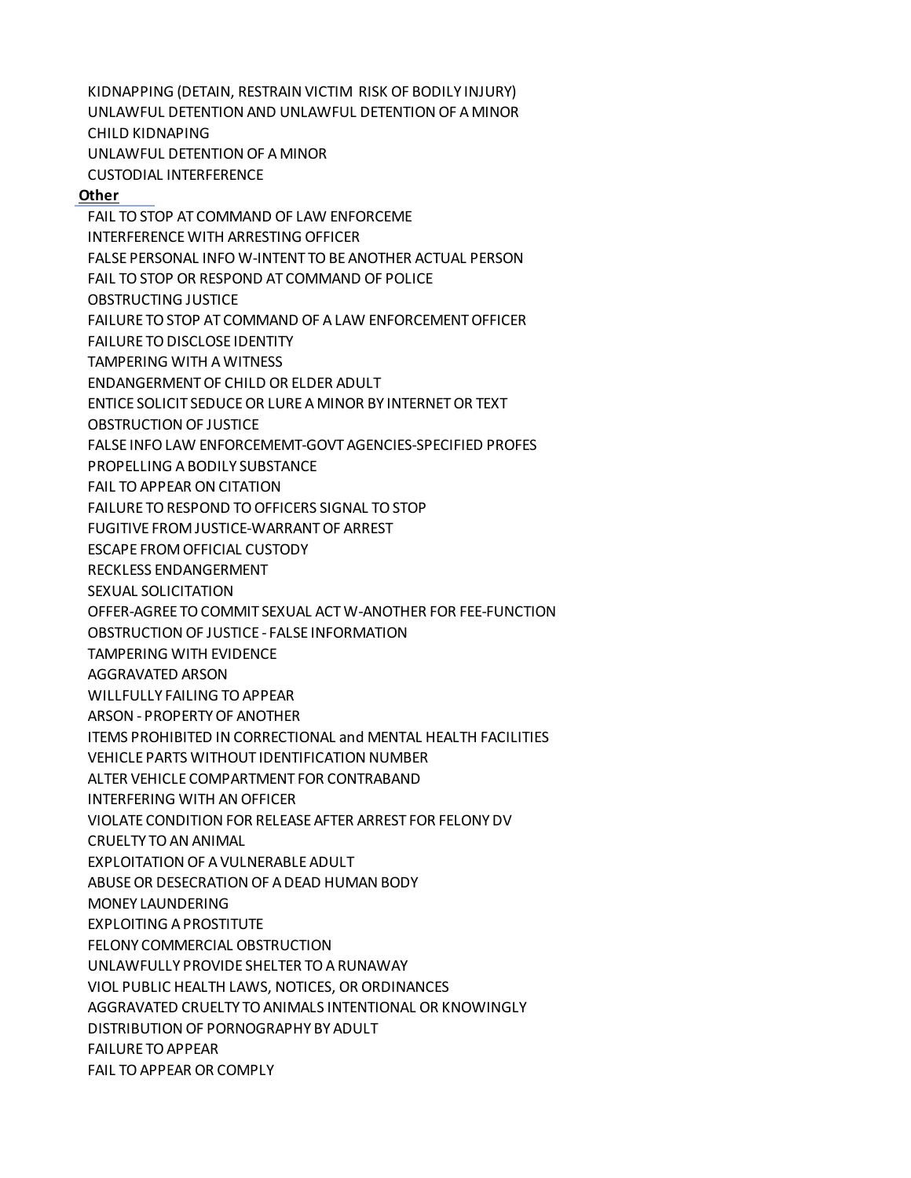KIDNAPPING (DETAIN, RESTRAIN VICTIM RISK OF BODILY INJURY)
UNLAWFUL DETENTION AND UNLAWFUL DETENTION OF A MINOR
CHILD KIDNAPING
UNLAWFUL DETENTION OF A MINOR
CUSTODIAL INTERFERENCE

**Other**

FAIL TO STOP AT COMMAND OF LAW ENFORCEME
INTERFERENCE WITH ARRESTING OFFICER
FALSE PERSONAL INFO W-INTENT TO BE ANOTHER ACTUAL PERSON
FAIL TO STOP OR RESPOND AT COMMAND OF POLICE
OBSTRUCTING JUSTICE
FAILURE TO STOP AT COMMAND OF A LAW ENFORCEMENT OFFICER
FAILURE TO DISCLOSE IDENTITY
TAMPERING WITH A WITNESS
ENDANGERMENT OF CHILD OR ELDER ADULT
ENTICE SOLICIT SEDUCE OR LURE A MINOR BY INTERNET OR TEXT
OBSTRUCTION OF JUSTICE
FALSE INFO LAW ENFORCEMEMT-GOVT AGENCIES-SPECIFIED PROFES
PROPELLING A BODILY SUBSTANCE
FAIL TO APPEAR ON CITATION
FAILURE TO RESPOND TO OFFICERS SIGNAL TO STOP
FUGITIVE FROM JUSTICE-WARRANT OF ARREST
ESCAPE FROM OFFICIAL CUSTODY
RECKLESS ENDANGERMENT
SEXUAL SOLICITATION
OFFER-AGREE TO COMMIT SEXUAL ACT W-ANOTHER FOR FEE-FUNCTION
OBSTRUCTION OF JUSTICE - FALSE INFORMATION
TAMPERING WITH EVIDENCE
AGGRAVATED ARSON
WILLFULLY FAILING TO APPEAR
ARSON - PROPERTY OF ANOTHER
ITEMS PROHIBITED IN CORRECTIONAL and MENTAL HEALTH FACILITIES
VEHICLE PARTS WITHOUT IDENTIFICATION NUMBER
ALTER VEHICLE COMPARTMENT FOR CONTRABAND
INTERFERING WITH AN OFFICER
VIOLATE CONDITION FOR RELEASE AFTER ARREST FOR FELONY DV
CRUELTY TO AN ANIMAL
EXPLOITATION OF A VULNERABLE ADULT
ABUSE OR DESECRATION OF A DEAD HUMAN BODY
MONEY LAUNDERING
EXPLOITING A PROSTITUTE
FELONY COMMERCIAL OBSTRUCTION
UNLAWFULLY PROVIDE SHELTER TO A RUNAWAY
VIOL PUBLIC HEALTH LAWS, NOTICES, OR ORDINANCES
AGGRAVATED CRUELTY TO ANIMALS INTENTIONAL OR KNOWINGLY
DISTRIBUTION OF PORNOGRAPHY BY ADULT
FAILURE TO APPEAR
FAIL TO APPEAR OR COMPLY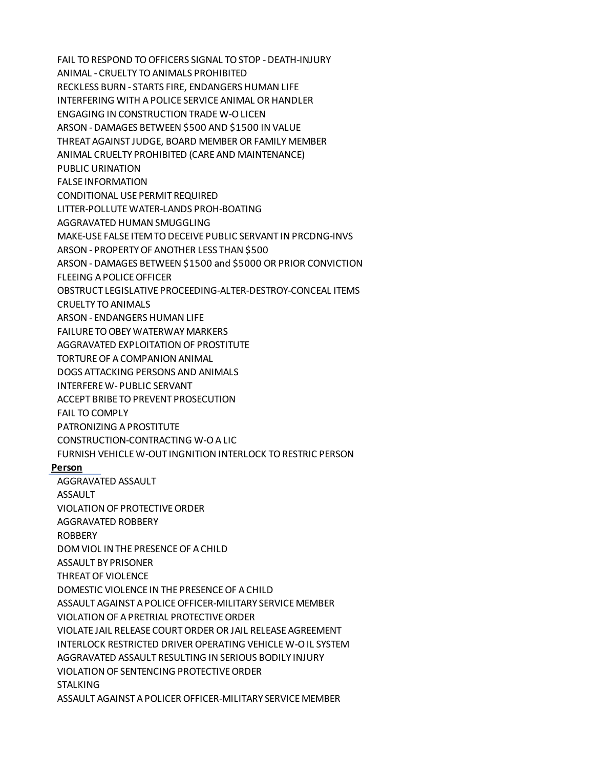FAIL TO RESPOND TO OFFICERS SIGNAL TO STOP - DEATH-INJURY
ANIMAL - CRUELTY TO ANIMALS PROHIBITED
RECKLESS BURN - STARTS FIRE, ENDANGERS HUMAN LIFE
INTERFERING WITH A POLICE SERVICE ANIMAL OR HANDLER
ENGAGING IN CONSTRUCTION TRADE W-O LICEN
ARSON - DAMAGES BETWEEN $500 AND $1500 IN VALUE
THREAT AGAINST JUDGE, BOARD MEMBER OR FAMILY MEMBER
ANIMAL CRUELTY PROHIBITED (CARE AND MAINTENANCE)
PUBLIC URINATION
FALSE INFORMATION
CONDITIONAL USE PERMIT REQUIRED
LITTER-POLLUTE WATER-LANDS PROH-BOATING
AGGRAVATED HUMAN SMUGGLING
MAKE-USE FALSE ITEM TO DECEIVE PUBLIC SERVANT IN PRCDNG-INVS
ARSON - PROPERTY OF ANOTHER LESS THAN $500
ARSON - DAMAGES BETWEEN $1500 and $5000 OR PRIOR CONVICTION
FLEEING A POLICE OFFICER
OBSTRUCT LEGISLATIVE PROCEEDING-ALTER-DESTROY-CONCEAL ITEMS
CRUELTY TO ANIMALS
ARSON - ENDANGERS HUMAN LIFE
FAILURE TO OBEY WATERWAY MARKERS
AGGRAVATED EXPLOITATION OF PROSTITUTE
TORTURE OF A COMPANION ANIMAL
DOGS ATTACKING PERSONS AND ANIMALS
INTERFERE W- PUBLIC SERVANT
ACCEPT BRIBE TO PREVENT PROSECUTION
FAIL TO COMPLY
PATRONIZING A PROSTITUTE
CONSTRUCTION-CONTRACTING W-O A LIC
FURNISH VEHICLE W-OUT INGNITION INTERLOCK TO RESTRIC PERSON

**Person**

AGGRAVATED ASSAULT
ASSAULT
VIOLATION OF PROTECTIVE ORDER
AGGRAVATED ROBBERY
ROBBERY
DOM VIOL IN THE PRESENCE OF A CHILD
ASSAULT BY PRISONER
THREAT OF VIOLENCE
DOMESTIC VIOLENCE IN THE PRESENCE OF A CHILD
ASSAULT AGAINST A POLICE OFFICER-MILITARY SERVICE MEMBER
VIOLATION OF A PRETRIAL PROTECTIVE ORDER
VIOLATE JAIL RELEASE COURT ORDER OR JAIL RELEASE AGREEMENT
INTERLOCK RESTRICTED DRIVER OPERATING VEHICLE W-O IL SYSTEM
AGGRAVATED ASSAULT RESULTING IN SERIOUS BODILY INJURY
VIOLATION OF SENTENCING PROTECTIVE ORDER
STALKING
ASSAULT AGAINST A POLICER OFFICER-MILITARY SERVICE MEMBER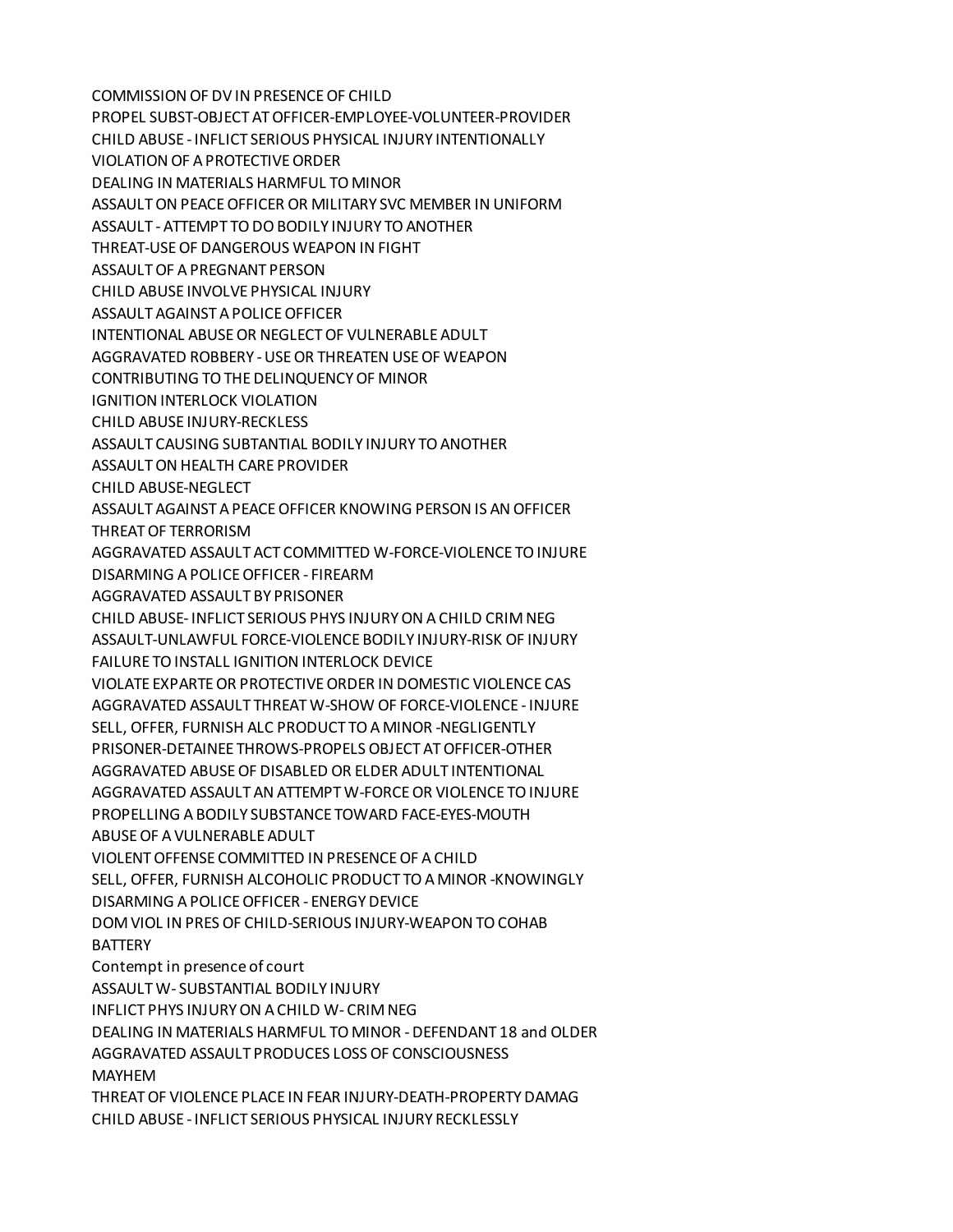COMMISSION OF DV IN PRESENCE OF CHILD
PROPEL SUBST-OBJECT AT OFFICER-EMPLOYEE-VOLUNTEER-PROVIDER
CHILD ABUSE - INFLICT SERIOUS PHYSICAL INJURY INTENTIONALLY
VIOLATION OF A PROTECTIVE ORDER
DEALING IN MATERIALS HARMFUL TO MINOR
ASSAULT ON PEACE OFFICER OR MILITARY SVC MEMBER IN UNIFORM
ASSAULT - ATTEMPT TO DO BODILY INJURY TO ANOTHER
THREAT-USE OF DANGEROUS WEAPON IN FIGHT
ASSAULT OF A PREGNANT PERSON
CHILD ABUSE INVOLVE PHYSICAL INJURY
ASSAULT AGAINST A POLICE OFFICER
INTENTIONAL ABUSE OR NEGLECT OF VULNERABLE ADULT
AGGRAVATED ROBBERY - USE OR THREATEN USE OF WEAPON
CONTRIBUTING TO THE DELINQUENCY OF MINOR
IGNITION INTERLOCK VIOLATION
CHILD ABUSE INJURY-RECKLESS
ASSAULT CAUSING SUBTANTIAL BODILY INJURY TO ANOTHER
ASSAULT ON HEALTH CARE PROVIDER
CHILD ABUSE-NEGLECT
ASSAULT AGAINST A PEACE OFFICER KNOWING PERSON IS AN OFFICER
THREAT OF TERRORISM
AGGRAVATED ASSAULT ACT COMMITTED W-FORCE-VIOLENCE TO INJURE
DISARMING A POLICE OFFICER - FIREARM
AGGRAVATED ASSAULT BY PRISONER
CHILD ABUSE- INFLICT SERIOUS PHYS INJURY ON A CHILD CRIM NEG
ASSAULT-UNLAWFUL FORCE-VIOLENCE BODILY INJURY-RISK OF INJURY
FAILURE TO INSTALL IGNITION INTERLOCK DEVICE
VIOLATE EXPARTE OR PROTECTIVE ORDER IN DOMESTIC VIOLENCE CAS
AGGRAVATED ASSAULT THREAT W-SHOW OF FORCE-VIOLENCE - INJURE
SELL, OFFER, FURNISH ALC PRODUCT TO A MINOR -NEGLIGENTLY
PRISONER-DETAINEE THROWS-PROPELS OBJECT AT OFFICER-OTHER
AGGRAVATED ABUSE OF DISABLED OR ELDER ADULT INTENTIONAL
AGGRAVATED ASSAULT AN ATTEMPT W-FORCE OR VIOLENCE TO INJURE
PROPELLING A BODILY SUBSTANCE TOWARD FACE-EYES-MOUTH
ABUSE OF A VULNERABLE ADULT
VIOLENT OFFENSE COMMITTED IN PRESENCE OF A CHILD
SELL, OFFER, FURNISH ALCOHOLIC PRODUCT TO A MINOR -KNOWINGLY
DISARMING A POLICE OFFICER - ENERGY DEVICE
DOM VIOL IN PRES OF CHILD-SERIOUS INJURY-WEAPON TO COHAB
BATTERY
Contempt in presence of court
ASSAULT W- SUBSTANTIAL BODILY INJURY
INFLICT PHYS INJURY ON A CHILD W- CRIM NEG
DEALING IN MATERIALS HARMFUL TO MINOR - DEFENDANT 18 and OLDER
AGGRAVATED ASSAULT PRODUCES LOSS OF CONSCIOUSNESS
MAYHEM
THREAT OF VIOLENCE PLACE IN FEAR INJURY-DEATH-PROPERTY DAMAG
CHILD ABUSE - INFLICT SERIOUS PHYSICAL INJURY RECKLESSLY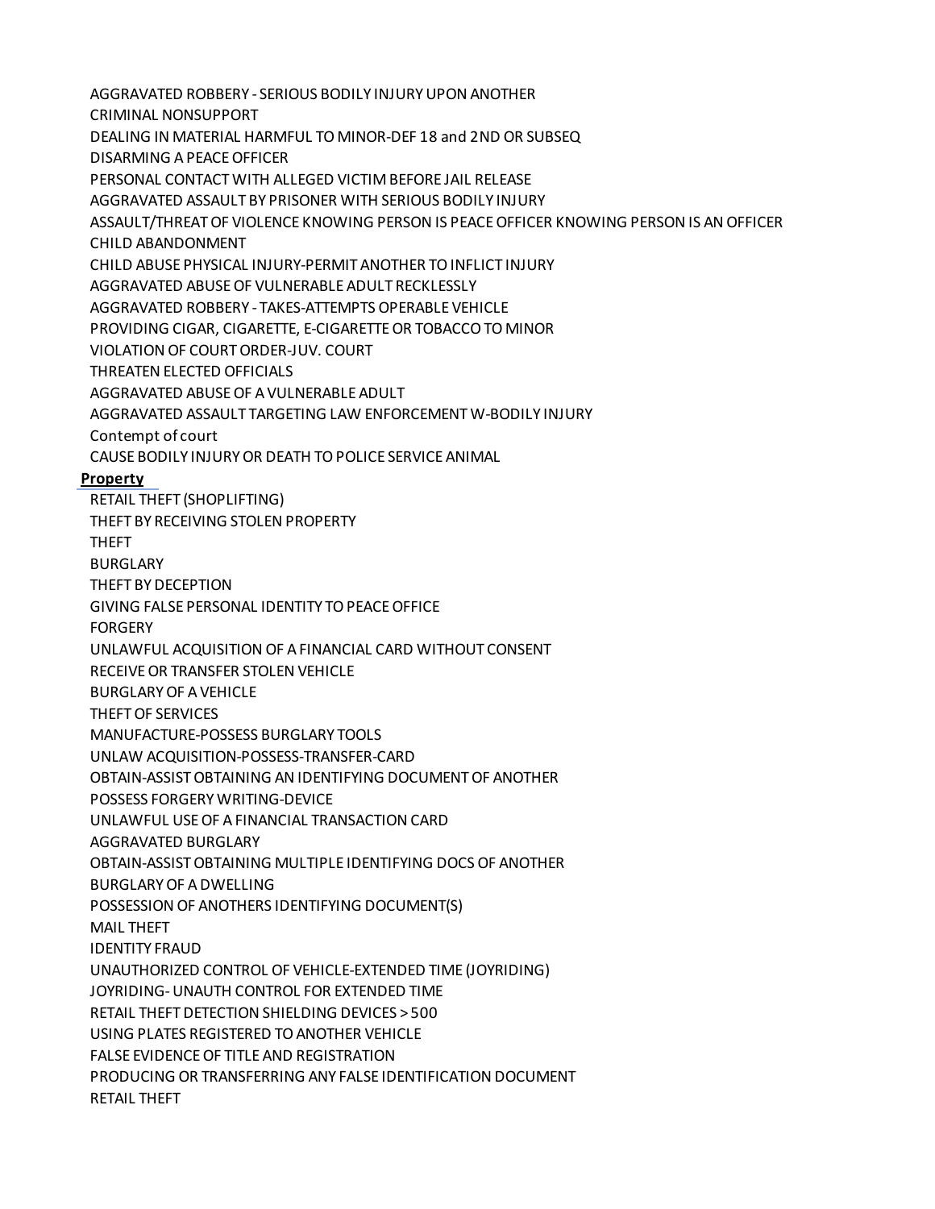AGGRAVATED ROBBERY - SERIOUS BODILY INJURY UPON ANOTHER
CRIMINAL NONSUPPORT
DEALING IN MATERIAL HARMFUL TO MINOR-DEF 18 and 2ND OR SUBSEQ
DISARMING A PEACE OFFICER
PERSONAL CONTACT WITH ALLEGED VICTIM BEFORE JAIL RELEASE
AGGRAVATED ASSAULT BY PRISONER WITH SERIOUS BODILY INJURY
ASSAULT/THREAT OF VIOLENCE KNOWING PERSON IS PEACE OFFICER KNOWING PERSON IS AN OFFICER
CHILD ABANDONMENT
CHILD ABUSE PHYSICAL INJURY-PERMIT ANOTHER TO INFLICT INJURY
AGGRAVATED ABUSE OF VULNERABLE ADULT RECKLESSLY
AGGRAVATED ROBBERY - TAKES-ATTEMPTS OPERABLE VEHICLE
PROVIDING CIGAR, CIGARETTE, E-CIGARETTE OR TOBACCO TO MINOR
VIOLATION OF COURT ORDER-JUV. COURT
THREATEN ELECTED OFFICIALS
AGGRAVATED ABUSE OF A VULNERABLE ADULT
AGGRAVATED ASSAULT TARGETING LAW ENFORCEMENT W-BODILY INJURY
Contempt of court
CAUSE BODILY INJURY OR DEATH TO POLICE SERVICE ANIMAL

**Property**

RETAIL THEFT (SHOPLIFTING)
THEFT BY RECEIVING STOLEN PROPERTY
THEFT
BURGLARY
THEFT BY DECEPTION
GIVING FALSE PERSONAL IDENTITY TO PEACE OFFICE
FORGERY
UNLAWFUL ACQUISITION OF A FINANCIAL CARD WITHOUT CONSENT
RECEIVE OR TRANSFER STOLEN VEHICLE
BURGLARY OF A VEHICLE
THEFT OF SERVICES
MANUFACTURE-POSSESS BURGLARY TOOLS
UNLAW ACQUISITION-POSSESS-TRANSFER-CARD
OBTAIN-ASSIST OBTAINING AN IDENTIFYING DOCUMENT OF ANOTHER
POSSESS FORGERY WRITING-DEVICE
UNLAWFUL USE OF A FINANCIAL TRANSACTION CARD
AGGRAVATED BURGLARY
OBTAIN-ASSIST OBTAINING MULTIPLE IDENTIFYING DOCS OF ANOTHER
BURGLARY OF A DWELLING
POSSESSION OF ANOTHERS IDENTIFYING DOCUMENT(S)
MAIL THEFT
IDENTITY FRAUD
UNAUTHORIZED CONTROL OF VEHICLE-EXTENDED TIME (JOYRIDING)
JOYRIDING- UNAUTH CONTROL FOR EXTENDED TIME
RETAIL THEFT DETECTION SHIELDING DEVICES >500
USING PLATES REGISTERED TO ANOTHER VEHICLE
FALSE EVIDENCE OF TITLE AND REGISTRATION
PRODUCING OR TRANSFERRING ANY FALSE IDENTIFICATION DOCUMENT
RETAIL THEFT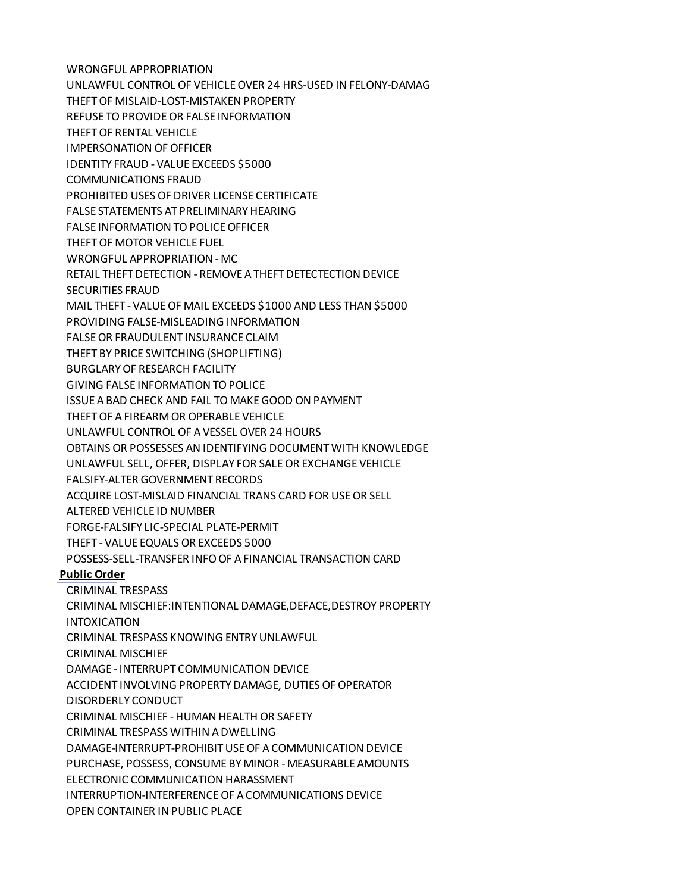WRONGFUL APPROPRIATION
UNLAWFUL CONTROL OF VEHICLE OVER 24 HRS-USED IN FELONY-DAMAG
THEFT OF MISLAID-LOST-MISTAKEN PROPERTY
REFUSE TO PROVIDE OR FALSE INFORMATION
THEFT OF RENTAL VEHICLE
IMPERSONATION OF OFFICER
IDENTITY FRAUD - VALUE EXCEEDS $5000
COMMUNICATIONS FRAUD
PROHIBITED USES OF DRIVER LICENSE CERTIFICATE
FALSE STATEMENTS AT PRELIMINARY HEARING
FALSE INFORMATION TO POLICE OFFICER
THEFT OF MOTOR VEHICLE FUEL
WRONGFUL APPROPRIATION - MC
RETAIL THEFT DETECTION - REMOVE A THEFT DETECTECTION DEVICE
SECURITIES FRAUD
MAIL THEFT - VALUE OF MAIL EXCEEDS $1000 AND LESS THAN $5000
PROVIDING FALSE-MISLEADING INFORMATION
FALSE OR FRAUDULENT INSURANCE CLAIM
THEFT BY PRICE SWITCHING (SHOPLIFTING)
BURGLARY OF RESEARCH FACILITY
GIVING FALSE INFORMATION TO POLICE
ISSUE A BAD CHECK AND FAIL TO MAKE GOOD ON PAYMENT
THEFT OF A FIREARM OR OPERABLE VEHICLE
UNLAWFUL CONTROL OF A VESSEL OVER 24 HOURS
OBTAINS OR POSSESSES AN IDENTIFYING DOCUMENT WITH KNOWLEDGE
UNLAWFUL SELL, OFFER, DISPLAY FOR SALE OR EXCHANGE VEHICLE
FALSIFY-ALTER GOVERNMENT RECORDS
ACQUIRE LOST-MISLAID FINANCIAL TRANS CARD FOR USE OR SELL
ALTERED VEHICLE ID NUMBER
FORGE-FALSIFY LIC-SPECIAL PLATE-PERMIT
THEFT - VALUE EQUALS OR EXCEEDS 5000
POSSESS-SELL-TRANSFER INFO OF A FINANCIAL TRANSACTION CARD

**Public Order**

CRIMINAL TRESPASS
CRIMINAL MISCHIEF:INTENTIONAL DAMAGE,DEFACE,DESTROY PROPERTY
INTOXICATION
CRIMINAL TRESPASS KNOWING ENTRY UNLAWFUL
CRIMINAL MISCHIEF
DAMAGE - INTERRUPT COMMUNICATION DEVICE
ACCIDENT INVOLVING PROPERTY DAMAGE, DUTIES OF OPERATOR
DISORDERLY CONDUCT
CRIMINAL MISCHIEF - HUMAN HEALTH OR SAFETY
CRIMINAL TRESPASS WITHIN A DWELLING
DAMAGE-INTERRUPT-PROHIBIT USE OF A COMMUNICATION DEVICE
PURCHASE, POSSESS, CONSUME BY MINOR - MEASURABLE AMOUNTS
ELECTRONIC COMMUNICATION HARASSMENT
INTERRUPTION-INTERFERENCE OF A COMMUNICATIONS DEVICE
OPEN CONTAINER IN PUBLIC PLACE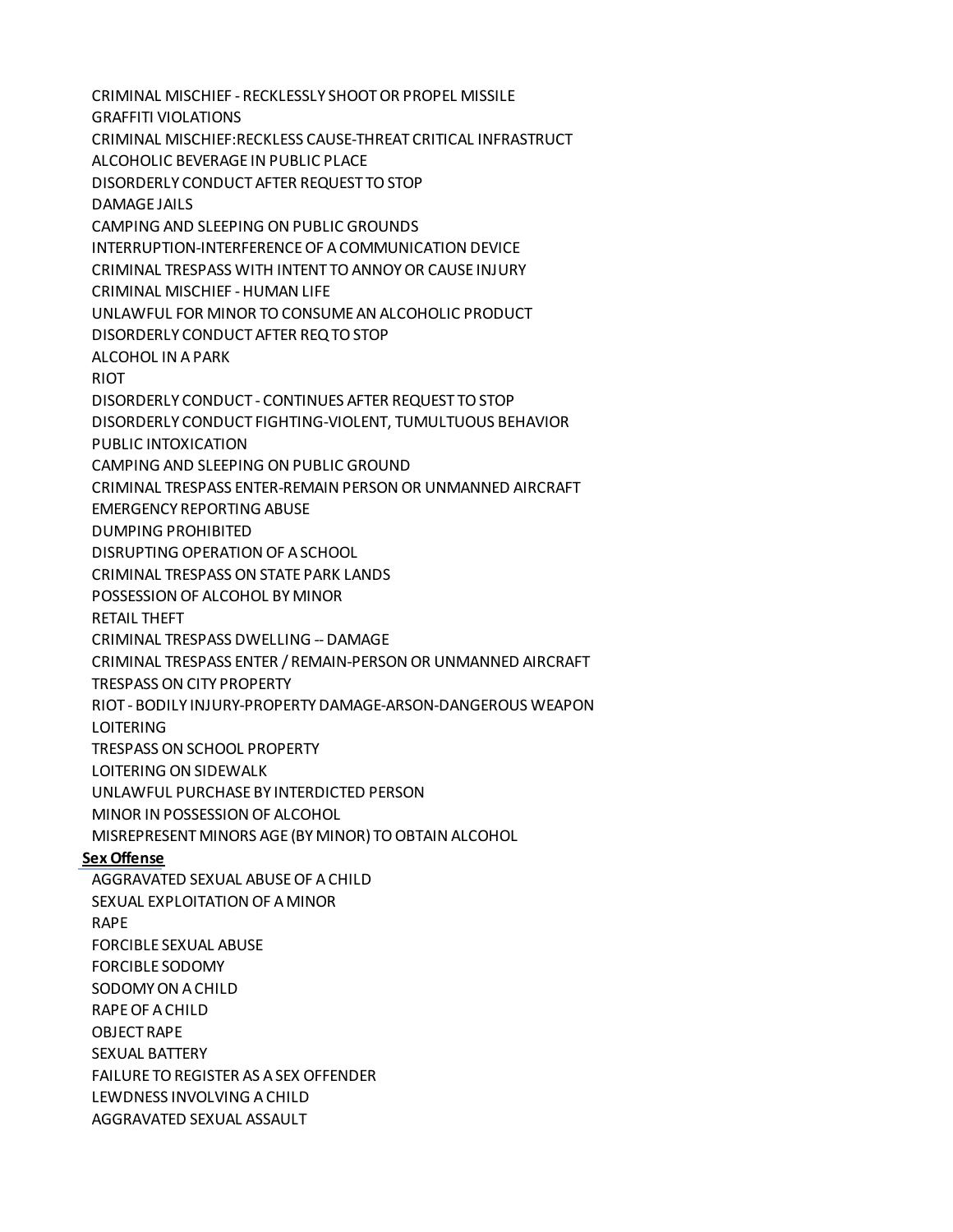CRIMINAL MISCHIEF - RECKLESSLY SHOOT OR PROPEL MISSILE
GRAFFITI VIOLATIONS
CRIMINAL MISCHIEF:RECKLESS CAUSE-THREAT CRITICAL INFRASTRUCT
ALCOHOLIC BEVERAGE IN PUBLIC PLACE
DISORDERLY CONDUCT AFTER REQUEST TO STOP
DAMAGE JAILS
CAMPING AND SLEEPING ON PUBLIC GROUNDS
INTERRUPTION-INTERFERENCE OF A COMMUNICATION DEVICE
CRIMINAL TRESPASS WITH INTENT TO ANNOY OR CAUSE INJURY
CRIMINAL MISCHIEF - HUMAN LIFE
UNLAWFUL FOR MINOR TO CONSUME AN ALCOHOLIC PRODUCT
DISORDERLY CONDUCT AFTER REQ TO STOP
ALCOHOL IN A PARK
RIOT
DISORDERLY CONDUCT - CONTINUES AFTER REQUEST TO STOP
DISORDERLY CONDUCT FIGHTING-VIOLENT, TUMULTUOUS BEHAVIOR
PUBLIC INTOXICATION
CAMPING AND SLEEPING ON PUBLIC GROUND
CRIMINAL TRESPASS ENTER-REMAIN PERSON OR UNMANNED AIRCRAFT
EMERGENCY REPORTING ABUSE
DUMPING PROHIBITED
DISRUPTING OPERATION OF A SCHOOL
CRIMINAL TRESPASS ON STATE PARK LANDS
POSSESSION OF ALCOHOL BY MINOR
RETAIL THEFT
CRIMINAL TRESPASS DWELLING -- DAMAGE
CRIMINAL TRESPASS ENTER / REMAIN-PERSON OR UNMANNED AIRCRAFT
TRESPASS ON CITY PROPERTY
RIOT - BODILY INJURY-PROPERTY DAMAGE-ARSON-DANGEROUS WEAPON
LOITERING
TRESPASS ON SCHOOL PROPERTY
LOITERING ON SIDEWALK
UNLAWFUL PURCHASE BY INTERDICTED PERSON
MINOR IN POSSESSION OF ALCOHOL
MISREPRESENT MINORS AGE (BY MINOR) TO OBTAIN ALCOHOL

**Sex Offense**

AGGRAVATED SEXUAL ABUSE OF A CHILD
SEXUAL EXPLOITATION OF A MINOR
RAPE
FORCIBLE SEXUAL ABUSE
FORCIBLE SODOMY
SODOMY ON A CHILD
RAPE OF A CHILD
OBJECT RAPE
SEXUAL BATTERY
FAILURE TO REGISTER AS A SEX OFFENDER
LEWDNESS INVOLVING A CHILD
AGGRAVATED SEXUAL ASSAULT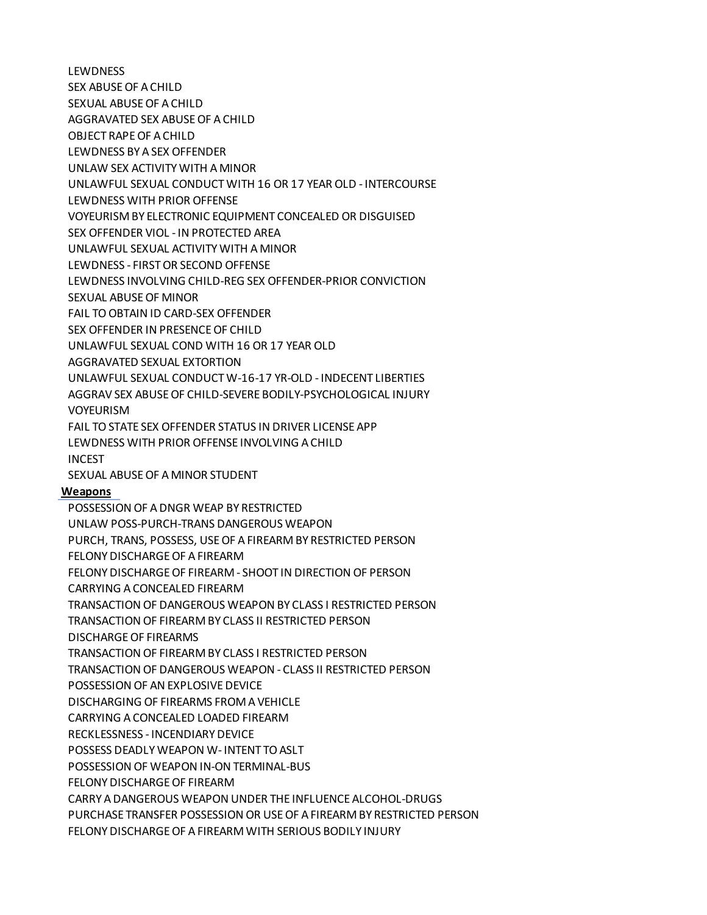LEWDNESS
SEX ABUSE OF A CHILD
SEXUAL ABUSE OF A CHILD
AGGRAVATED SEX ABUSE OF A CHILD
OBJECT RAPE OF A CHILD
LEWDNESS BY A SEX OFFENDER
UNLAW SEX ACTIVITY WITH A MINOR
UNLAWFUL SEXUAL CONDUCT WITH 16 OR 17 YEAR OLD - INTERCOURSE
LEWDNESS WITH PRIOR OFFENSE
VOYEURISM BY ELECTRONIC EQUIPMENT CONCEALED OR DISGUISED
SEX OFFENDER VIOL - IN PROTECTED AREA
UNLAWFUL SEXUAL ACTIVITY WITH A MINOR
LEWDNESS - FIRST OR SECOND OFFENSE
LEWDNESS INVOLVING CHILD-REG SEX OFFENDER-PRIOR CONVICTION
SEXUAL ABUSE OF MINOR
FAIL TO OBTAIN ID CARD-SEX OFFENDER
SEX OFFENDER IN PRESENCE OF CHILD
UNLAWFUL SEXUAL COND WITH 16 OR 17 YEAR OLD
AGGRAVATED SEXUAL EXTORTION
UNLAWFUL SEXUAL CONDUCT W-16-17 YR-OLD - INDECENT LIBERTIES
AGGRAV SEX ABUSE OF CHILD-SEVERE BODILY-PSYCHOLOGICAL INJURY
VOYEURISM
FAIL TO STATE SEX OFFENDER STATUS IN DRIVER LICENSE APP
LEWDNESS WITH PRIOR OFFENSE INVOLVING A CHILD
INCEST
SEXUAL ABUSE OF A MINOR STUDENT

**Weapons**

POSSESSION OF A DNGR WEAP BY RESTRICTED
UNLAW POSS-PURCH-TRANS DANGEROUS WEAPON
PURCH, TRANS, POSSESS, USE OF A FIREARM BY RESTRICTED PERSON
FELONY DISCHARGE OF A FIREARM
FELONY DISCHARGE OF FIREARM - SHOOT IN DIRECTION OF PERSON
CARRYING A CONCEALED FIREARM
TRANSACTION OF DANGEROUS WEAPON BY CLASS I RESTRICTED PERSON
TRANSACTION OF FIREARM BY CLASS II RESTRICTED PERSON
DISCHARGE OF FIREARMS
TRANSACTION OF FIREARM BY CLASS I RESTRICTED PERSON
TRANSACTION OF DANGEROUS WEAPON - CLASS II RESTRICTED PERSON
POSSESSION OF AN EXPLOSIVE DEVICE
DISCHARGING OF FIREARMS FROM A VEHICLE
CARRYING A CONCEALED LOADED FIREARM
RECKLESSNESS - INCENDIARY DEVICE
POSSESS DEADLY WEAPON W- INTENT TO ASLT
POSSESSION OF WEAPON IN-ON TERMINAL-BUS
FELONY DISCHARGE OF FIREARM
CARRY A DANGEROUS WEAPON UNDER THE INFLUENCE ALCOHOL-DRUGS
PURCHASE TRANSFER POSSESSION OR USE OF A FIREARM BY RESTRICTED PERSON
FELONY DISCHARGE OF A FIREARM WITH SERIOUS BODILY INJURY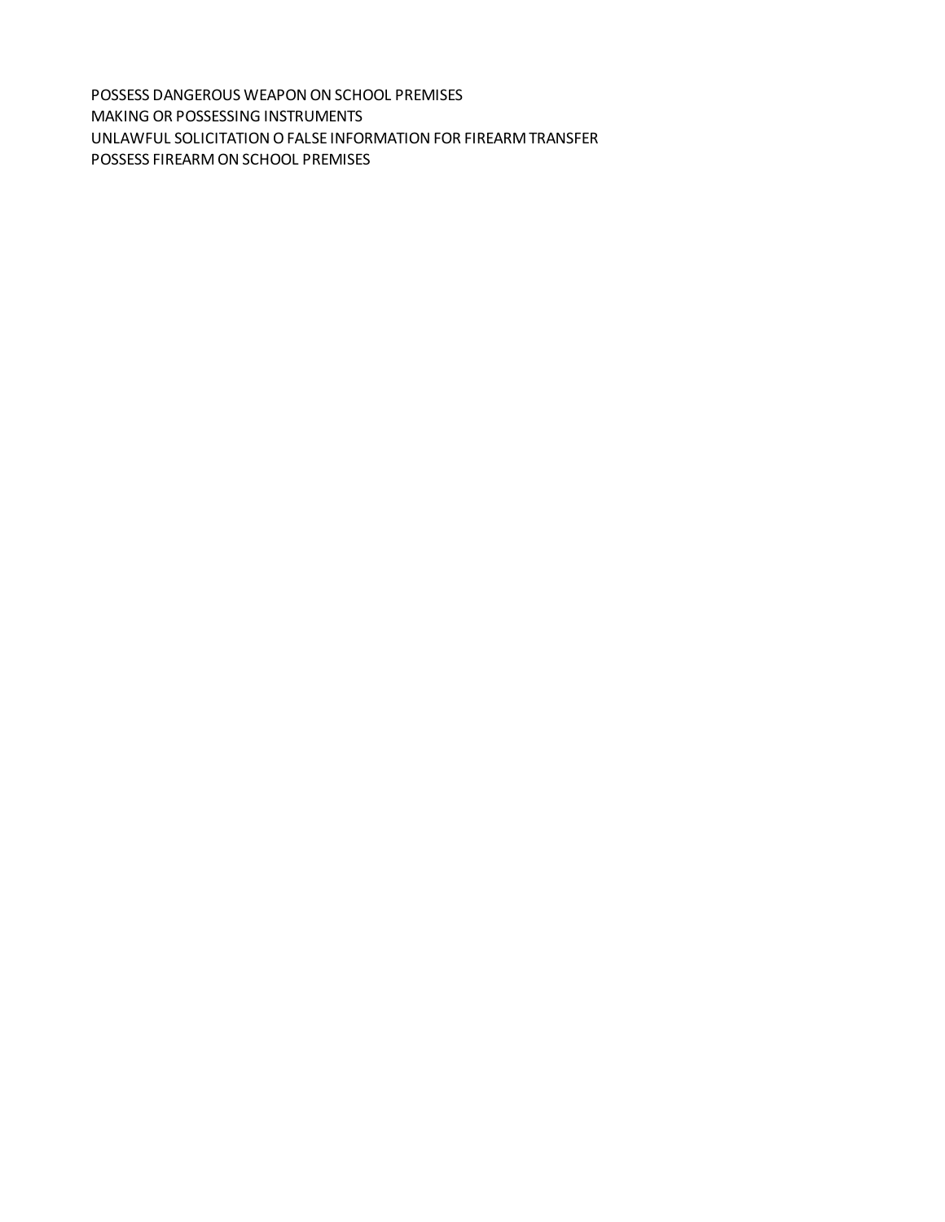POSSESS DANGEROUS WEAPON ON SCHOOL PREMISES
MAKING OR POSSESSING INSTRUMENTS
UNLAWFUL SOLICITATION O FALSE INFORMATION FOR FIREARM TRANSFER
POSSESS FIREARM ON SCHOOL PREMISES